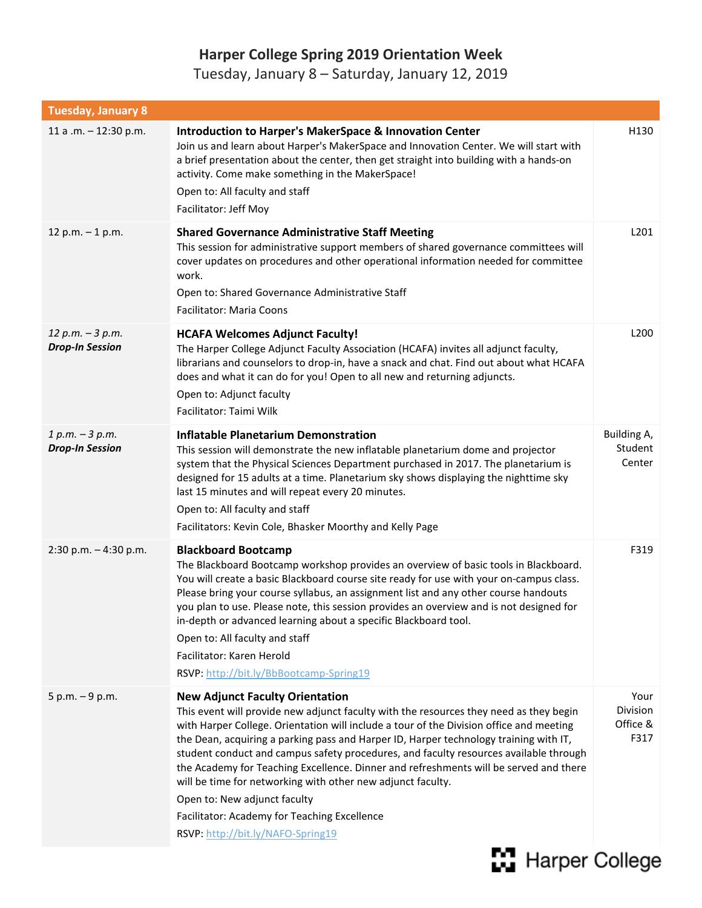# Harper College Spring 2019 Orientation Week

Tuesday, January 8 – Saturday, January 12, 2019

| Tuesday, January 8 | | |
|---|---|---|
| 11 a .m. – 12:30 p.m. | **Introduction to Harper's MakerSpace & Innovation Center**<br>Join us and learn about Harper's MakerSpace and Innovation Center. We will start with a brief presentation about the center, then get straight into building with a hands-on activity. Come make something in the MakerSpace!<br>Open to: All faculty and staff<br>Facilitator: Jeff Moy | H130 |
| 12 p.m. – 1 p.m. | **Shared Governance Administrative Staff Meeting**<br>This session for administrative support members of shared governance committees will cover updates on procedures and other operational information needed for committee work.<br>Open to: Shared Governance Administrative Staff<br>Facilitator: Maria Coons | L201 |
| *12 p.m. – 3 p.m.*<br>***Drop-In Session*** | **HCAFA Welcomes Adjunct Faculty!**<br>The Harper College Adjunct Faculty Association (HCAFA) invites all adjunct faculty, librarians and counselors to drop-in, have a snack and chat. Find out about what HCAFA does and what it can do for you! Open to all new and returning adjuncts.<br>Open to: Adjunct faculty<br>Facilitator: Taimi Wilk | L200 |
| *1 p.m. – 3 p.m.*<br>***Drop-In Session*** | **Inflatable Planetarium Demonstration**<br>This session will demonstrate the new inflatable planetarium dome and projector system that the Physical Sciences Department purchased in 2017. The planetarium is designed for 15 adults at a time. Planetarium sky shows displaying the nighttime sky last 15 minutes and will repeat every 20 minutes.<br>Open to: All faculty and staff<br>Facilitators: Kevin Cole, Bhasker Moorthy and Kelly Page | Building A, Student Center |
| 2:30 p.m. – 4:30 p.m. | **Blackboard Bootcamp**<br>The Blackboard Bootcamp workshop provides an overview of basic tools in Blackboard. You will create a basic Blackboard course site ready for use with your on-campus class. Please bring your course syllabus, an assignment list and any other course handouts you plan to use. Please note, this session provides an overview and is not designed for in-depth or advanced learning about a specific Blackboard tool.<br>Open to: All faculty and staff<br>Facilitator: Karen Herold<br>RSVP: http://bit.ly/BbBootcamp-Spring19 | F319 |
| 5 p.m. – 9 p.m. | **New Adjunct Faculty Orientation**<br>This event will provide new adjunct faculty with the resources they need as they begin with Harper College. Orientation will include a tour of the Division office and meeting the Dean, acquiring a parking pass and Harper ID, Harper technology training with IT, student conduct and campus safety procedures, and faculty resources available through the Academy for Teaching Excellence. Dinner and refreshments will be served and there will be time for networking with other new adjunct faculty.<br>Open to: New adjunct faculty<br>Facilitator: Academy for Teaching Excellence<br>RSVP: http://bit.ly/NAFO-Spring19 | Your Division Office & F317 |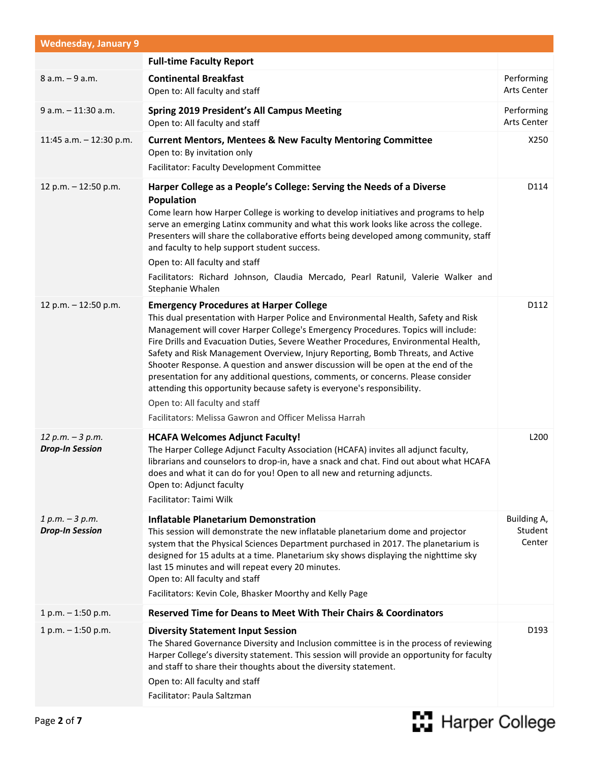## Wednesday, January 9

| Time | Session | Location |
|---|---|---|
| | **Full-time Faculty Report** | |
| 8 a.m. – 9 a.m. | **Continental Breakfast**<br>Open to: All faculty and staff | Performing Arts Center |
| 9 a.m. – 11:30 a.m. | **Spring 2019 President's All Campus Meeting**<br>Open to: All faculty and staff | Performing Arts Center |
| 11:45 a.m. – 12:30 p.m. | **Current Mentors, Mentees & New Faculty Mentoring Committee**<br>Open to: By invitation only<br>Facilitator: Faculty Development Committee | X250 |
| 12 p.m. – 12:50 p.m. | **Harper College as a People's College: Serving the Needs of a Diverse Population**<br>Come learn how Harper College is working to develop initiatives and programs to help serve an emerging Latinx community and what this work looks like across the college. Presenters will share the collaborative efforts being developed among community, staff and faculty to help support student success.<br>Open to: All faculty and staff<br>Facilitators: Richard Johnson, Claudia Mercado, Pearl Ratunil, Valerie Walker and Stephanie Whalen | D114 |
| 12 p.m. – 12:50 p.m. | **Emergency Procedures at Harper College**<br>This dual presentation with Harper Police and Environmental Health, Safety and Risk Management will cover Harper College's Emergency Procedures. Topics will include: Fire Drills and Evacuation Duties, Severe Weather Procedures, Environmental Health, Safety and Risk Management Overview, Injury Reporting, Bomb Threats, and Active Shooter Response. A question and answer discussion will be open at the end of the presentation for any additional questions, comments, or concerns. Please consider attending this opportunity because safety is everyone's responsibility.<br>Open to: All faculty and staff<br>Facilitators: Melissa Gawron and Officer Melissa Harrah | D112 |
| *12 p.m. – 3 p.m.*<br>***Drop-In Session*** | **HCAFA Welcomes Adjunct Faculty!**<br>The Harper College Adjunct Faculty Association (HCAFA) invites all adjunct faculty, librarians and counselors to drop-in, have a snack and chat. Find out about what HCAFA does and what it can do for you! Open to all new and returning adjuncts.<br>Open to: Adjunct faculty<br>Facilitator: Taimi Wilk | L200 |
| *1 p.m. – 3 p.m.*<br>***Drop-In Session*** | **Inflatable Planetarium Demonstration**<br>This session will demonstrate the new inflatable planetarium dome and projector system that the Physical Sciences Department purchased in 2017. The planetarium is designed for 15 adults at a time. Planetarium sky shows displaying the nighttime sky last 15 minutes and will repeat every 20 minutes.<br>Open to: All faculty and staff<br>Facilitators: Kevin Cole, Bhasker Moorthy and Kelly Page | Building A, Student Center |
| 1 p.m. – 1:50 p.m. | **Reserved Time for Deans to Meet With Their Chairs & Coordinators** | |
| 1 p.m. – 1:50 p.m. | **Diversity Statement Input Session**<br>The Shared Governance Diversity and Inclusion committee is in the process of reviewing Harper College's diversity statement. This session will provide an opportunity for faculty and staff to share their thoughts about the diversity statement.<br>Open to: All faculty and staff<br>Facilitator: Paula Saltzman | D193 |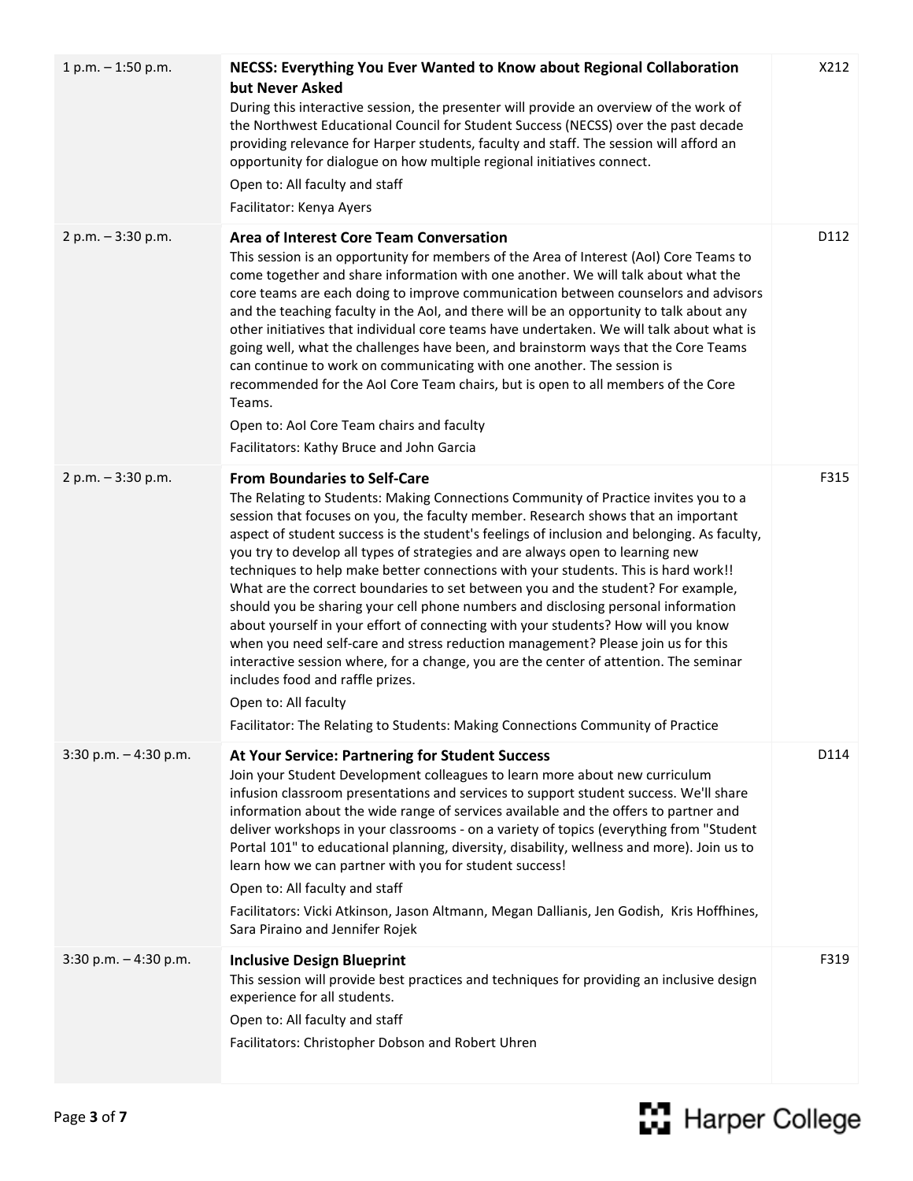| | | |
|---|---|---|
| 1 p.m. – 1:50 p.m. | **NECSS: Everything You Ever Wanted to Know about Regional Collaboration but Never Asked**<br>During this interactive session, the presenter will provide an overview of the work of the Northwest Educational Council for Student Success (NECSS) over the past decade providing relevance for Harper students, faculty and staff. The session will afford an opportunity for dialogue on how multiple regional initiatives connect.<br>Open to: All faculty and staff<br>Facilitator: Kenya Ayers | X212 |
| 2 p.m. – 3:30 p.m. | **Area of Interest Core Team Conversation**<br>This session is an opportunity for members of the Area of Interest (AoI) Core Teams to come together and share information with one another. We will talk about what the core teams are each doing to improve communication between counselors and advisors and the teaching faculty in the AoI, and there will be an opportunity to talk about any other initiatives that individual core teams have undertaken. We will talk about what is going well, what the challenges have been, and brainstorm ways that the Core Teams can continue to work on communicating with one another. The session is recommended for the AoI Core Team chairs, but is open to all members of the Core Teams.<br>Open to: AoI Core Team chairs and faculty<br>Facilitators: Kathy Bruce and John Garcia | D112 |
| 2 p.m. – 3:30 p.m. | **From Boundaries to Self-Care**<br>The Relating to Students: Making Connections Community of Practice invites you to a session that focuses on you, the faculty member. Research shows that an important aspect of student success is the student's feelings of inclusion and belonging. As faculty, you try to develop all types of strategies and are always open to learning new techniques to help make better connections with your students. This is hard work!! What are the correct boundaries to set between you and the student? For example, should you be sharing your cell phone numbers and disclosing personal information about yourself in your effort of connecting with your students? How will you know when you need self-care and stress reduction management? Please join us for this interactive session where, for a change, you are the center of attention. The seminar includes food and raffle prizes.<br>Open to: All faculty<br>Facilitator: The Relating to Students: Making Connections Community of Practice | F315 |
| 3:30 p.m. – 4:30 p.m. | **At Your Service: Partnering for Student Success**<br>Join your Student Development colleagues to learn more about new curriculum infusion classroom presentations and services to support student success. We'll share information about the wide range of services available and the offers to partner and deliver workshops in your classrooms - on a variety of topics (everything from "Student Portal 101" to educational planning, diversity, disability, wellness and more). Join us to learn how we can partner with you for student success!<br>Open to: All faculty and staff<br>Facilitators: Vicki Atkinson, Jason Altmann, Megan Dallianis, Jen Godish, Kris Hoffhines, Sara Piraino and Jennifer Rojek | D114 |
| 3:30 p.m. – 4:30 p.m. | **Inclusive Design Blueprint**<br>This session will provide best practices and techniques for providing an inclusive design experience for all students.<br>Open to: All faculty and staff<br>Facilitators: Christopher Dobson and Robert Uhren | F319 |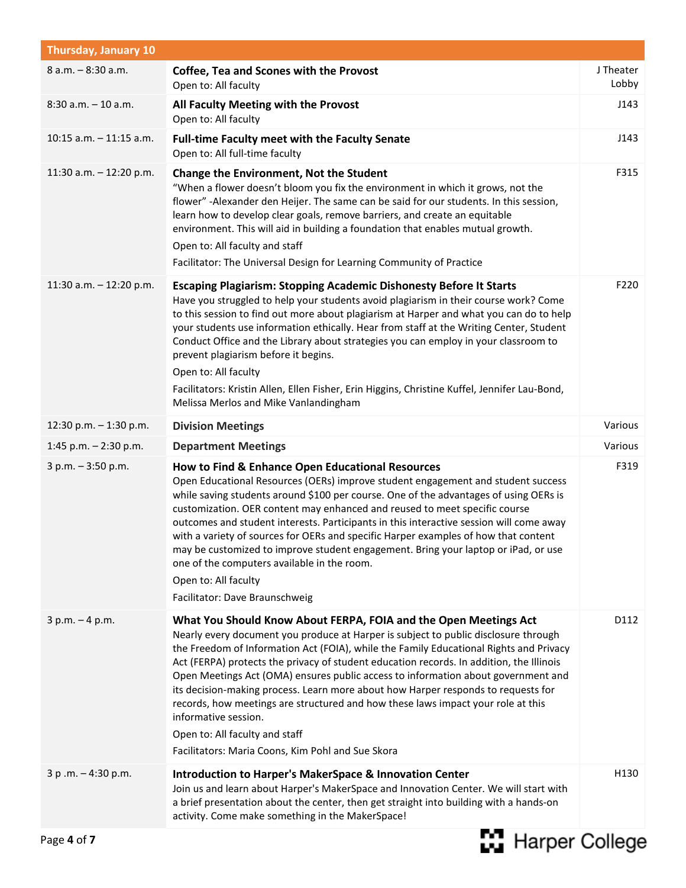## Thursday, January 10

| Time | Session | Location |
|---|---|---|
| 8 a.m. – 8:30 a.m. | **Coffee, Tea and Scones with the Provost**<br>Open to: All faculty | J Theater Lobby |
| 8:30 a.m. – 10 a.m. | **All Faculty Meeting with the Provost**<br>Open to: All faculty | J143 |
| 10:15 a.m. – 11:15 a.m. | **Full-time Faculty meet with the Faculty Senate**<br>Open to: All full-time faculty | J143 |
| 11:30 a.m. – 12:20 p.m. | **Change the Environment, Not the Student**<br>"When a flower doesn't bloom you fix the environment in which it grows, not the flower" -Alexander den Heijer. The same can be said for our students. In this session, learn how to develop clear goals, remove barriers, and create an equitable environment. This will aid in building a foundation that enables mutual growth.<br>Open to: All faculty and staff<br>Facilitator: The Universal Design for Learning Community of Practice | F315 |
| 11:30 a.m. – 12:20 p.m. | **Escaping Plagiarism: Stopping Academic Dishonesty Before It Starts**<br>Have you struggled to help your students avoid plagiarism in their course work? Come to this session to find out more about plagiarism at Harper and what you can do to help your students use information ethically. Hear from staff at the Writing Center, Student Conduct Office and the Library about strategies you can employ in your classroom to prevent plagiarism before it begins.<br>Open to: All faculty<br>Facilitators: Kristin Allen, Ellen Fisher, Erin Higgins, Christine Kuffel, Jennifer Lau-Bond, Melissa Merlos and Mike Vanlandingham | F220 |
| 12:30 p.m. – 1:30 p.m. | **Division Meetings** | Various |
| 1:45 p.m. – 2:30 p.m. | **Department Meetings** | Various |
| 3 p.m. – 3:50 p.m. | **How to Find & Enhance Open Educational Resources**<br>Open Educational Resources (OERs) improve student engagement and student success while saving students around $100 per course. One of the advantages of using OERs is customization. OER content may enhanced and reused to meet specific course outcomes and student interests. Participants in this interactive session will come away with a variety of sources for OERs and specific Harper examples of how that content may be customized to improve student engagement. Bring your laptop or iPad, or use one of the computers available in the room.<br>Open to: All faculty<br>Facilitator: Dave Braunschweig | F319 |
| 3 p.m. – 4 p.m. | **What You Should Know About FERPA, FOIA and the Open Meetings Act**<br>Nearly every document you produce at Harper is subject to public disclosure through the Freedom of Information Act (FOIA), while the Family Educational Rights and Privacy Act (FERPA) protects the privacy of student education records. In addition, the Illinois Open Meetings Act (OMA) ensures public access to information about government and its decision-making process. Learn more about how Harper responds to requests for records, how meetings are structured and how these laws impact your role at this informative session.<br>Open to: All faculty and staff<br>Facilitators: Maria Coons, Kim Pohl and Sue Skora | D112 |
| 3 p .m. – 4:30 p.m. | **Introduction to Harper's MakerSpace & Innovation Center**<br>Join us and learn about Harper's MakerSpace and Innovation Center. We will start with a brief presentation about the center, then get straight into building with a hands-on activity. Come make something in the MakerSpace! | H130 |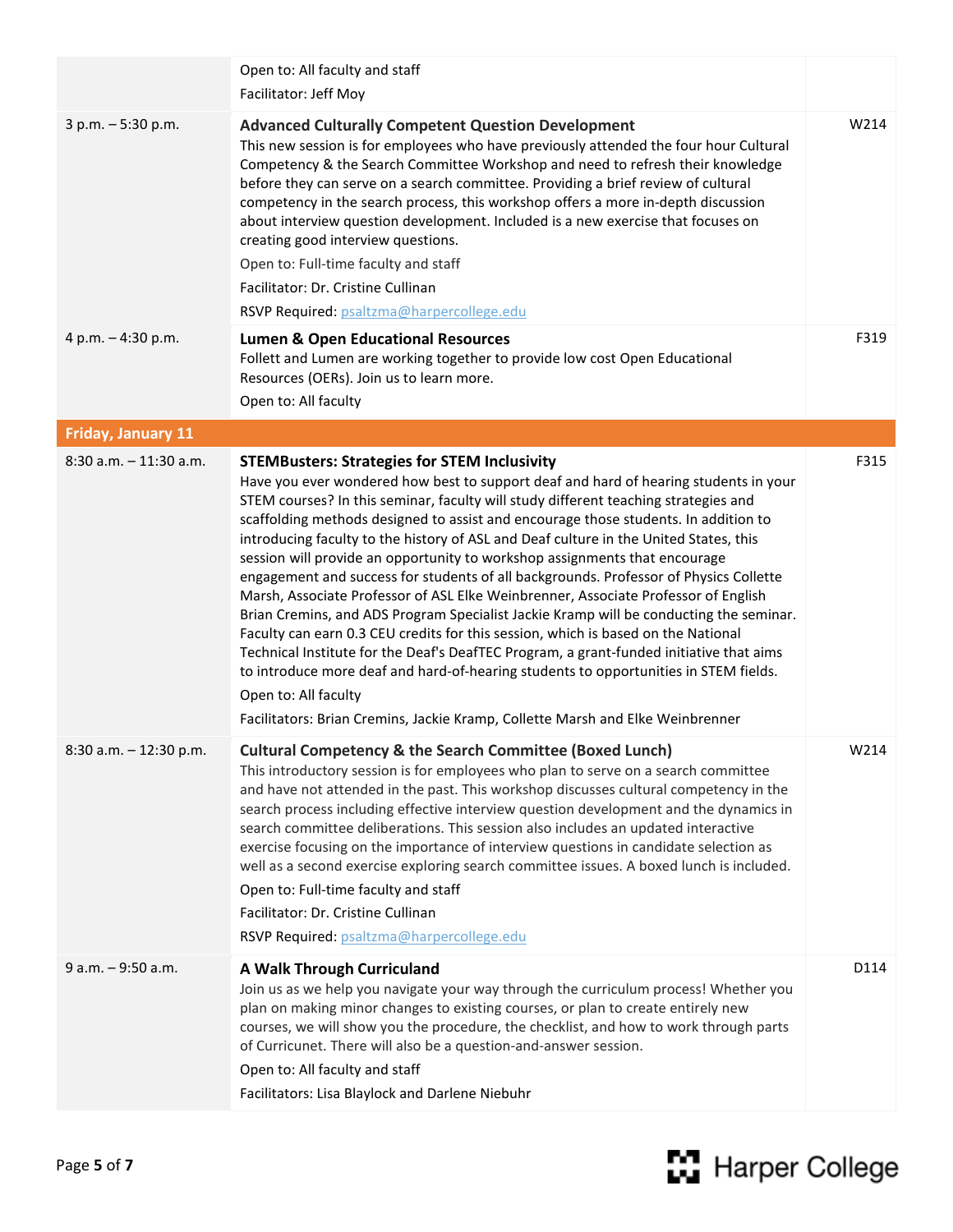| | | |
|---|---|---|
| | Open to: All faculty and staff<br>Facilitator: Jeff Moy | |
| 3 p.m. – 5:30 p.m. | **Advanced Culturally Competent Question Development**<br>This new session is for employees who have previously attended the four hour Cultural Competency & the Search Committee Workshop and need to refresh their knowledge before they can serve on a search committee. Providing a brief review of cultural competency in the search process, this workshop offers a more in-depth discussion about interview question development. Included is a new exercise that focuses on creating good interview questions.<br>Open to: Full-time faculty and staff<br>Facilitator: Dr. Cristine Cullinan<br>RSVP Required: psaltzma@harpercollege.edu | W214 |
| 4 p.m. – 4:30 p.m. | **Lumen & Open Educational Resources**<br>Follett and Lumen are working together to provide low cost Open Educational Resources (OERs). Join us to learn more.<br>Open to: All faculty | F319 |
| **Friday, January 11** | | |
| 8:30 a.m. – 11:30 a.m. | **STEMBusters: Strategies for STEM Inclusivity**<br>Have you ever wondered how best to support deaf and hard of hearing students in your STEM courses? In this seminar, faculty will study different teaching strategies and scaffolding methods designed to assist and encourage those students. In addition to introducing faculty to the history of ASL and Deaf culture in the United States, this session will provide an opportunity to workshop assignments that encourage engagement and success for students of all backgrounds. Professor of Physics Collette Marsh, Associate Professor of ASL Elke Weinbrenner, Associate Professor of English Brian Cremins, and ADS Program Specialist Jackie Kramp will be conducting the seminar. Faculty can earn 0.3 CEU credits for this session, which is based on the National Technical Institute for the Deaf's DeafTEC Program, a grant-funded initiative that aims to introduce more deaf and hard-of-hearing students to opportunities in STEM fields.<br>Open to: All faculty<br>Facilitators: Brian Cremins, Jackie Kramp, Collette Marsh and Elke Weinbrenner | F315 |
| 8:30 a.m. – 12:30 p.m. | **Cultural Competency & the Search Committee (Boxed Lunch)**<br>This introductory session is for employees who plan to serve on a search committee and have not attended in the past. This workshop discusses cultural competency in the search process including effective interview question development and the dynamics in search committee deliberations. This session also includes an updated interactive exercise focusing on the importance of interview questions in candidate selection as well as a second exercise exploring search committee issues. A boxed lunch is included.<br>Open to: Full-time faculty and staff<br>Facilitator: Dr. Cristine Cullinan<br>RSVP Required: psaltzma@harpercollege.edu | W214 |
| 9 a.m. – 9:50 a.m. | **A Walk Through Curriculand**<br>Join us as we help you navigate your way through the curriculum process! Whether you plan on making minor changes to existing courses, or plan to create entirely new courses, we will show you the procedure, the checklist, and how to work through parts of Curricunet. There will also be a question-and-answer session.<br>Open to: All faculty and staff<br>Facilitators: Lisa Blaylock and Darlene Niebuhr | D114 |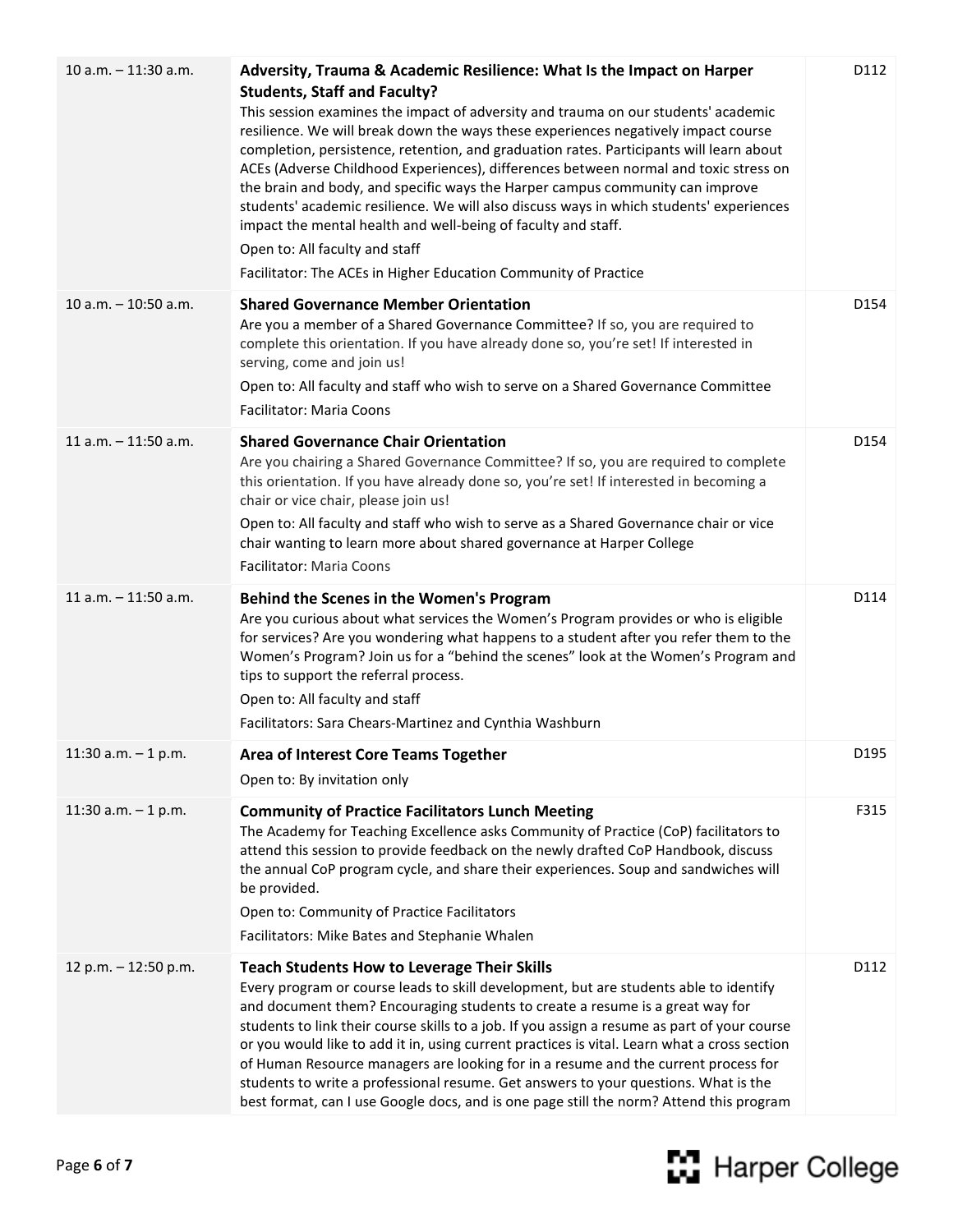| | | |
|---|---|---|
| 10 a.m. – 11:30 a.m. | **Adversity, Trauma & Academic Resilience: What Is the Impact on Harper Students, Staff and Faculty?**<br>This session examines the impact of adversity and trauma on our students' academic resilience. We will break down the ways these experiences negatively impact course completion, persistence, retention, and graduation rates. Participants will learn about ACEs (Adverse Childhood Experiences), differences between normal and toxic stress on the brain and body, and specific ways the Harper campus community can improve students' academic resilience. We will also discuss ways in which students' experiences impact the mental health and well-being of faculty and staff.<br>Open to: All faculty and staff<br>Facilitator: The ACEs in Higher Education Community of Practice | D112 |
| 10 a.m. – 10:50 a.m. | **Shared Governance Member Orientation**<br>Are you a member of a Shared Governance Committee? If so, you are required to complete this orientation. If you have already done so, you're set! If interested in serving, come and join us!<br>Open to: All faculty and staff who wish to serve on a Shared Governance Committee<br>Facilitator: Maria Coons | D154 |
| 11 a.m. – 11:50 a.m. | **Shared Governance Chair Orientation**<br>Are you chairing a Shared Governance Committee? If so, you are required to complete this orientation. If you have already done so, you're set! If interested in becoming a chair or vice chair, please join us!<br>Open to: All faculty and staff who wish to serve as a Shared Governance chair or vice chair wanting to learn more about shared governance at Harper College<br>Facilitator: Maria Coons | D154 |
| 11 a.m. – 11:50 a.m. | **Behind the Scenes in the Women's Program**<br>Are you curious about what services the Women's Program provides or who is eligible for services? Are you wondering what happens to a student after you refer them to the Women's Program? Join us for a "behind the scenes" look at the Women's Program and tips to support the referral process.<br>Open to: All faculty and staff<br>Facilitators: Sara Chears-Martinez and Cynthia Washburn | D114 |
| 11:30 a.m. – 1 p.m. | **Area of Interest Core Teams Together**<br>Open to: By invitation only | D195 |
| 11:30 a.m. – 1 p.m. | **Community of Practice Facilitators Lunch Meeting**<br>The Academy for Teaching Excellence asks Community of Practice (CoP) facilitators to attend this session to provide feedback on the newly drafted CoP Handbook, discuss the annual CoP program cycle, and share their experiences. Soup and sandwiches will be provided.<br>Open to: Community of Practice Facilitators<br>Facilitators: Mike Bates and Stephanie Whalen | F315 |
| 12 p.m. – 12:50 p.m. | **Teach Students How to Leverage Their Skills**<br>Every program or course leads to skill development, but are students able to identify and document them? Encouraging students to create a resume is a great way for students to link their course skills to a job. If you assign a resume as part of your course or you would like to add it in, using current practices is vital. Learn what a cross section of Human Resource managers are looking for in a resume and the current process for students to write a professional resume. Get answers to your questions. What is the best format, can I use Google docs, and is one page still the norm? Attend this program | D112 |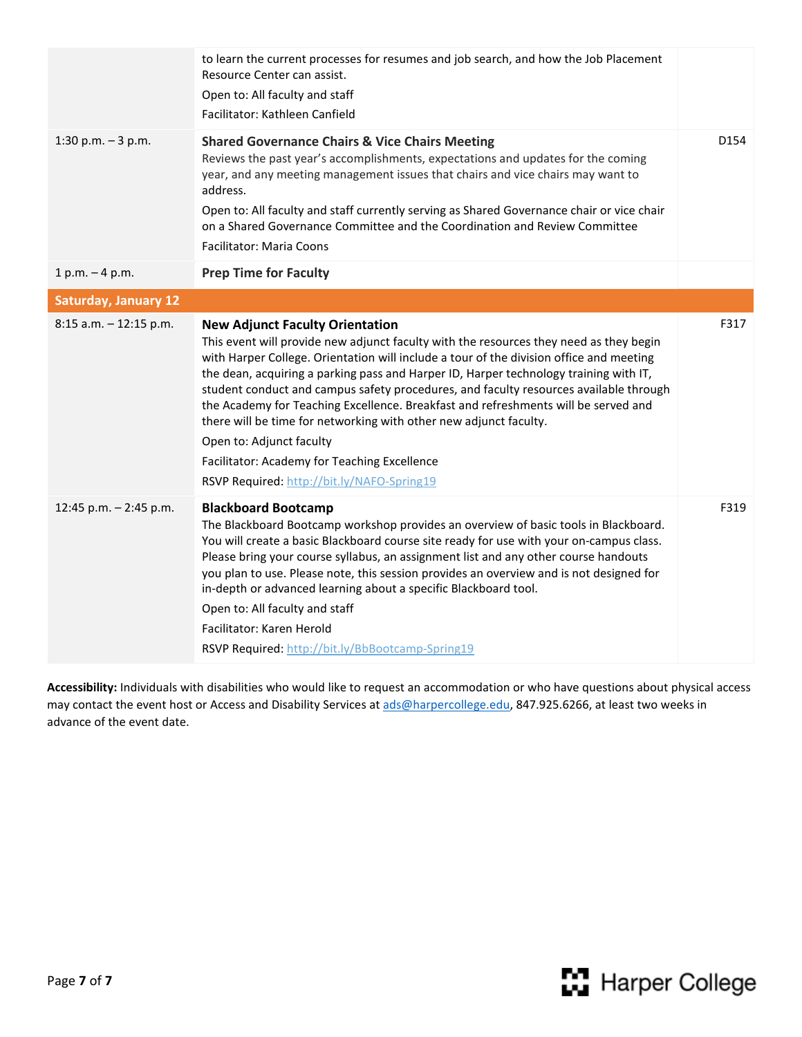| | | |
|---|---|---|
| | to learn the current processes for resumes and job search, and how the Job Placement Resource Center can assist.<br><br>Open to: All faculty and staff<br><br>Facilitator: Kathleen Canfield | |
| 1:30 p.m. – 3 p.m. | **Shared Governance Chairs & Vice Chairs Meeting**<br>Reviews the past year's accomplishments, expectations and updates for the coming year, and any meeting management issues that chairs and vice chairs may want to address.<br><br>Open to: All faculty and staff currently serving as Shared Governance chair or vice chair on a Shared Governance Committee and the Coordination and Review Committee<br><br>Facilitator: Maria Coons | D154 |
| 1 p.m. – 4 p.m. | **Prep Time for Faculty** | |
| **Saturday, January 12** | | |
| 8:15 a.m. – 12:15 p.m. | **New Adjunct Faculty Orientation**<br>This event will provide new adjunct faculty with the resources they need as they begin with Harper College. Orientation will include a tour of the division office and meeting the dean, acquiring a parking pass and Harper ID, Harper technology training with IT, student conduct and campus safety procedures, and faculty resources available through the Academy for Teaching Excellence. Breakfast and refreshments will be served and there will be time for networking with other new adjunct faculty.<br><br>Open to: Adjunct faculty<br><br>Facilitator: Academy for Teaching Excellence<br><br>RSVP Required: http://bit.ly/NAFO-Spring19 | F317 |
| 12:45 p.m. – 2:45 p.m. | **Blackboard Bootcamp**<br>The Blackboard Bootcamp workshop provides an overview of basic tools in Blackboard. You will create a basic Blackboard course site ready for use with your on-campus class. Please bring your course syllabus, an assignment list and any other course handouts you plan to use. Please note, this session provides an overview and is not designed for in-depth or advanced learning about a specific Blackboard tool.<br><br>Open to: All faculty and staff<br><br>Facilitator: Karen Herold<br><br>RSVP Required: http://bit.ly/BbBootcamp-Spring19 | F319 |

**Accessibility:** Individuals with disabilities who would like to request an accommodation or who have questions about physical access may contact the event host or Access and Disability Services at ads@harpercollege.edu, 847.925.6266, at least two weeks in advance of the event date.